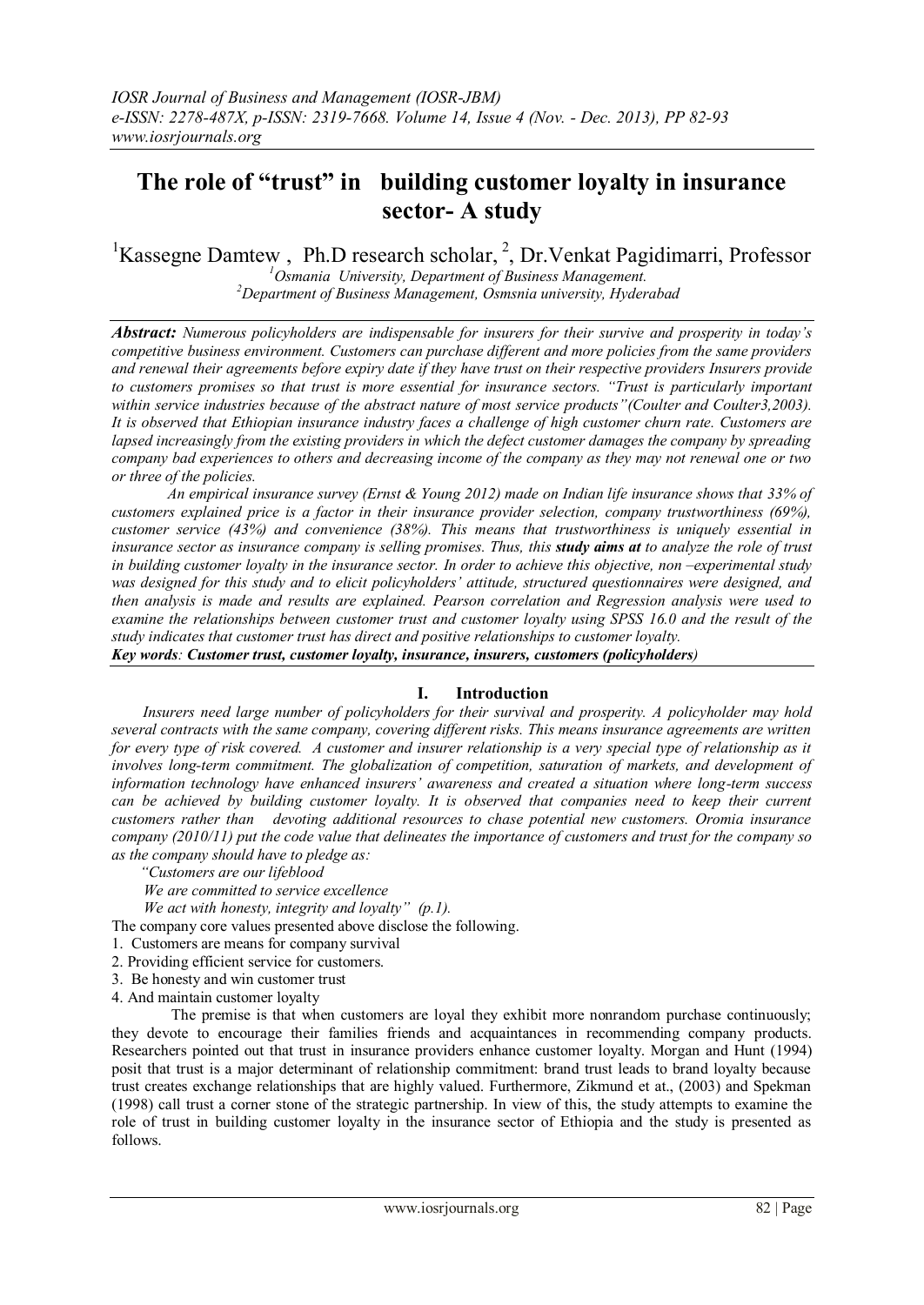# The role of "trust" in building customer loyalty in insurance sector- A study

[1]Kassegne Damtew , Ph.D research scholar, [2], Dr.Venkat Pagidimarri, Professor

[1]*Osmania University, Department of Business Management.*
[2]*Department of Business Management, Osmsnia university, Hyderabad*

***Abstract:*** *Numerous policyholders are indispensable for insurers for their survive and prosperity in today's competitive business environment. Customers can purchase different and more policies from the same providers and renewal their agreements before expiry date if they have trust on their respective providers Insurers provide to customers promises so that trust is more essential for insurance sectors. "Trust is particularly important within service industries because of the abstract nature of most service products"(Coulter and Coulter3,2003). It is observed that Ethiopian insurance industry faces a challenge of high customer churn rate. Customers are lapsed increasingly from the existing providers in which the defect customer damages the company by spreading company bad experiences to others and decreasing income of the company as they may not renewal one or two or three of the policies.*

*An empirical insurance survey (Ernst & Young 2012) made on Indian life insurance shows that 33% of customers explained price is a factor in their insurance provider selection, company trustworthiness (69%), customer service (43%) and convenience (38%). This means that trustworthiness is uniquely essential in insurance sector as insurance company is selling promises. Thus, this* ***study aims at*** *to analyze the role of trust in building customer loyalty in the insurance sector. In order to achieve this objective, non –experimental study was designed for this study and to elicit policyholders' attitude, structured questionnaires were designed, and then analysis is made and results are explained. Pearson correlation and Regression analysis were used to examine the relationships between customer trust and customer loyalty using SPSS 16.0 and the result of the study indicates that customer trust has direct and positive relationships to customer loyalty.*

***Key words****:* ***Customer trust, customer loyalty, insurance, insurers, customers (policyholders)***

## I. Introduction

*Insurers need large number of policyholders for their survival and prosperity. A policyholder may hold several contracts with the same company, covering different risks. This means insurance agreements are written for every type of risk covered. A customer and insurer relationship is a very special type of relationship as it involves long-term commitment. The globalization of competition, saturation of markets, and development of information technology have enhanced insurers' awareness and created a situation where long-term success can be achieved by building customer loyalty. It is observed that companies need to keep their current customers rather than devoting additional resources to chase potential new customers. Oromia insurance company (2010/11) put the code value that delineates the importance of customers and trust for the company so as the company should have to pledge as:*

*"Customers are our lifeblood*
*We are committed to service excellence*
*We act with honesty, integrity and loyalty" (p.1).*

The company core values presented above disclose the following.

1. Customers are means for company survival
2. Providing efficient service for customers.
3. Be honesty and win customer trust
4. And maintain customer loyalty

The premise is that when customers are loyal they exhibit more nonrandom purchase continuously; they devote to encourage their families friends and acquaintances in recommending company products. Researchers pointed out that trust in insurance providers enhance customer loyalty. Morgan and Hunt (1994) posit that trust is a major determinant of relationship commitment: brand trust leads to brand loyalty because trust creates exchange relationships that are highly valued. Furthermore, Zikmund et at., (2003) and Spekman (1998) call trust a corner stone of the strategic partnership. In view of this, the study attempts to examine the role of trust in building customer loyalty in the insurance sector of Ethiopia and the study is presented as follows.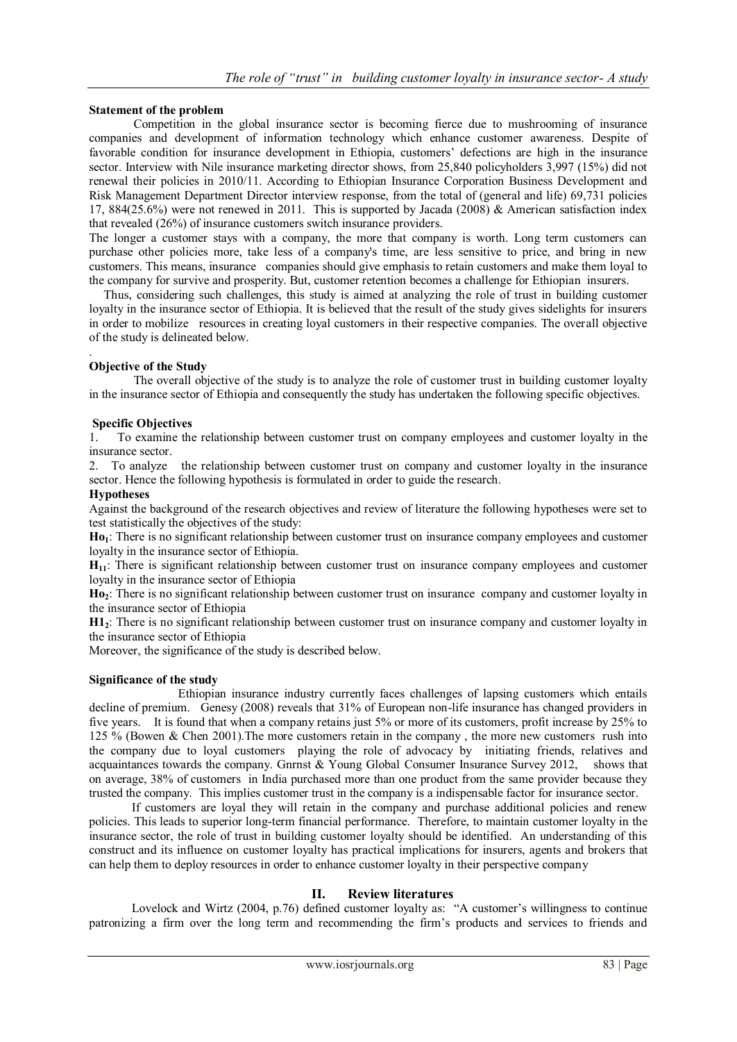**Statement of the problem**

Competition in the global insurance sector is becoming fierce due to mushrooming of insurance companies and development of information technology which enhance customer awareness. Despite of favorable condition for insurance development in Ethiopia, customers' defections are high in the insurance sector. Interview with Nile insurance marketing director shows, from 25,840 policyholders 3,997 (15%) did not renewal their policies in 2010/11. According to Ethiopian Insurance Corporation Business Development and Risk Management Department Director interview response, from the total of (general and life) 69,731 policies 17, 884(25.6%) were not renewed in 2011. This is supported by Jacada (2008) & American satisfaction index that revealed (26%) of insurance customers switch insurance providers.

The longer a customer stays with a company, the more that company is worth. Long term customers can purchase other policies more, take less of a company's time, are less sensitive to price, and bring in new customers. This means, insurance companies should give emphasis to retain customers and make them loyal to the company for survive and prosperity. But, customer retention becomes a challenge for Ethiopian insurers.

Thus, considering such challenges, this study is aimed at analyzing the role of trust in building customer loyalty in the insurance sector of Ethiopia. It is believed that the result of the study gives sidelights for insurers in order to mobilize resources in creating loyal customers in their respective companies. The overall objective of the study is delineated below.

.

**Objective of the Study**

The overall objective of the study is to analyze the role of customer trust in building customer loyalty in the insurance sector of Ethiopia and consequently the study has undertaken the following specific objectives.

**Specific Objectives**

1. To examine the relationship between customer trust on company employees and customer loyalty in the insurance sector.
2. To analyze the relationship between customer trust on company and customer loyalty in the insurance sector. Hence the following hypothesis is formulated in order to guide the research.

**Hypotheses**

Against the background of the research objectives and review of literature the following hypotheses were set to test statistically the objectives of the study:

**$Ho_1$**: There is no significant relationship between customer trust on insurance company employees and customer loyalty in the insurance sector of Ethiopia.

**$H_{11}$**: There is significant relationship between customer trust on insurance company employees and customer loyalty in the insurance sector of Ethiopia

**$Ho_2$**: There is no significant relationship between customer trust on insurance company and customer loyalty in the insurance sector of Ethiopia

**$H1_2$**: There is no significant relationship between customer trust on insurance company and customer loyalty in the insurance sector of Ethiopia

Moreover, the significance of the study is described below.

**Significance of the study**

Ethiopian insurance industry currently faces challenges of lapsing customers which entails decline of premium. Genesy (2008) reveals that 31% of European non-life insurance has changed providers in five years. It is found that when a company retains just 5% or more of its customers, profit increase by 25% to 125 % (Bowen & Chen 2001).The more customers retain in the company , the more new customers rush into the company due to loyal customers playing the role of advocacy by initiating friends, relatives and acquaintances towards the company. Gnrnst & Young Global Consumer Insurance Survey 2012, shows that on average, 38% of customers in India purchased more than one product from the same provider because they trusted the company. This implies customer trust in the company is a indispensable factor for insurance sector.

If customers are loyal they will retain in the company and purchase additional policies and renew policies. This leads to superior long-term financial performance. Therefore, to maintain customer loyalty in the insurance sector, the role of trust in building customer loyalty should be identified. An understanding of this construct and its influence on customer loyalty has practical implications for insurers, agents and brokers that can help them to deploy resources in order to enhance customer loyalty in their perspective company

## II. Review literatures

Lovelock and Wirtz (2004, p.76) defined customer loyalty as: "A customer's willingness to continue patronizing a firm over the long term and recommending the firm's products and services to friends and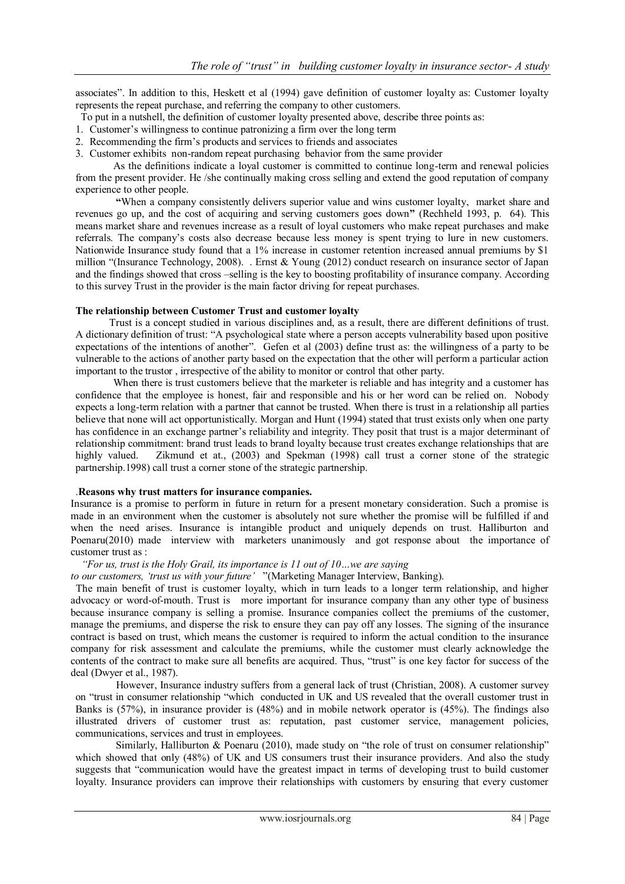associates". In addition to this, Heskett et al (1994) gave definition of customer loyalty as: Customer loyalty represents the repeat purchase, and referring the company to other customers.

To put in a nutshell, the definition of customer loyalty presented above, describe three points as:

1. Customer's willingness to continue patronizing a firm over the long term
2. Recommending the firm's products and services to friends and associates
3. Customer exhibits non-random repeat purchasing behavior from the same provider

As the definitions indicate a loyal customer is committed to continue long-term and renewal policies from the present provider. He /she continually making cross selling and extend the good reputation of company experience to other people.

**"**When a company consistently delivers superior value and wins customer loyalty, market share and revenues go up, and the cost of acquiring and serving customers goes down**"** (Rechheld 1993, p. 64). This means market share and revenues increase as a result of loyal customers who make repeat purchases and make referrals. The company's costs also decrease because less money is spent trying to lure in new customers. Nationwide Insurance study found that a 1% increase in customer retention increased annual premiums by $1 million "(Insurance Technology, 2008). . Ernst & Young (2012) conduct research on insurance sector of Japan and the findings showed that cross –selling is the key to boosting profitability of insurance company. According to this survey Trust in the provider is the main factor driving for repeat purchases.

**The relationship between Customer Trust and customer loyalty**

Trust is a concept studied in various disciplines and, as a result, there are different definitions of trust. A dictionary definition of trust: "A psychological state where a person accepts vulnerability based upon positive expectations of the intentions of another". Gefen et al (2003) define trust as: the willingness of a party to be vulnerable to the actions of another party based on the expectation that the other will perform a particular action important to the trustor , irrespective of the ability to monitor or control that other party.

When there is trust customers believe that the marketer is reliable and has integrity and a customer has confidence that the employee is honest, fair and responsible and his or her word can be relied on. Nobody expects a long-term relation with a partner that cannot be trusted. When there is trust in a relationship all parties believe that none will act opportunistically. Morgan and Hunt (1994) stated that trust exists only when one party has confidence in an exchange partner's reliability and integrity. They posit that trust is a major determinant of relationship commitment: brand trust leads to brand loyalty because trust creates exchange relationships that are highly valued. Zikmund et at., (2003) and Spekman (1998) call trust a corner stone of the strategic partnership.1998) call trust a corner stone of the strategic partnership.

.**Reasons why trust matters for insurance companies.**

Insurance is a promise to perform in future in return for a present monetary consideration. Such a promise is made in an environment when the customer is absolutely not sure whether the promise will be fulfilled if and when the need arises. Insurance is intangible product and uniquely depends on trust. Halliburton and Poenaru(2010) made interview with marketers unanimously and got response about the importance of customer trust as :

*"For us, trust is the Holy Grail, its importance is 11 out of 10…we are saying to our customers, 'trust us with your future'* "(Marketing Manager Interview, Banking).

The main benefit of trust is customer loyalty, which in turn leads to a longer term relationship, and higher advocacy or word-of-mouth. Trust is more important for insurance company than any other type of business because insurance company is selling a promise. Insurance companies collect the premiums of the customer, manage the premiums, and disperse the risk to ensure they can pay off any losses. The signing of the insurance contract is based on trust, which means the customer is required to inform the actual condition to the insurance company for risk assessment and calculate the premiums, while the customer must clearly acknowledge the contents of the contract to make sure all benefits are acquired. Thus, "trust" is one key factor for success of the deal (Dwyer et al., 1987).

However, Insurance industry suffers from a general lack of trust (Christian, 2008). A customer survey on "trust in consumer relationship "which conducted in UK and US revealed that the overall customer trust in Banks is (57%), in insurance provider is (48%) and in mobile network operator is (45%). The findings also illustrated drivers of customer trust as: reputation, past customer service, management policies, communications, services and trust in employees.

Similarly, Halliburton & Poenaru (2010), made study on "the role of trust on consumer relationship" which showed that only (48%) of UK and US consumers trust their insurance providers. And also the study suggests that "communication would have the greatest impact in terms of developing trust to build customer loyalty. Insurance providers can improve their relationships with customers by ensuring that every customer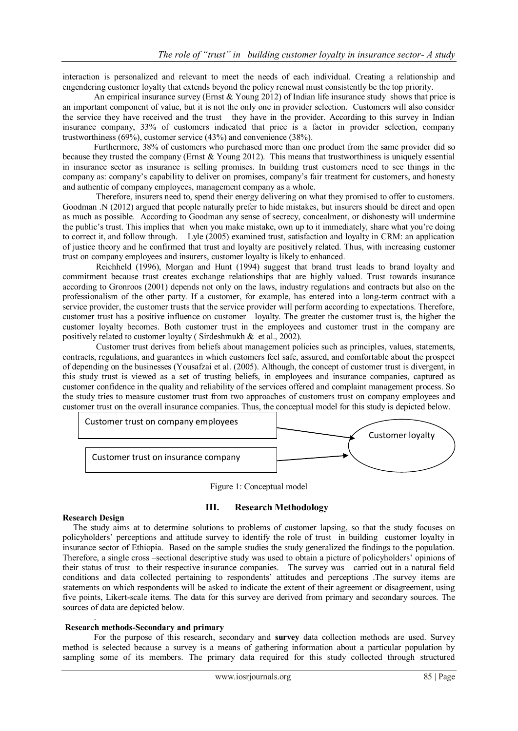interaction is personalized and relevant to meet the needs of each individual. Creating a relationship and engendering customer loyalty that extends beyond the policy renewal must consistently be the top priority.

An empirical insurance survey (Ernst & Young 2012) of Indian life insurance study shows that price is an important component of value, but it is not the only one in provider selection. Customers will also consider the service they have received and the trust they have in the provider. According to this survey in Indian insurance company, 33% of customers indicated that price is a factor in provider selection, company trustworthiness (69%), customer service (43%) and convenience (38%).

Furthermore, 38% of customers who purchased more than one product from the same provider did so because they trusted the company (Ernst & Young 2012). This means that trustworthiness is uniquely essential in insurance sector as insurance is selling promises. In building trust customers need to see things in the company as: company's capability to deliver on promises, company's fair treatment for customers, and honesty and authentic of company employees, management company as a whole.

Therefore, insurers need to, spend their energy delivering on what they promised to offer to customers. Goodman .N (2012) argued that people naturally prefer to hide mistakes, but insurers should be direct and open as much as possible. According to Goodman any sense of secrecy, concealment, or dishonesty will undermine the public's trust. This implies that when you make mistake, own up to it immediately, share what you're doing to correct it, and follow through. Lyle (2005) examined trust, satisfaction and loyalty in CRM: an application of justice theory and he confirmed that trust and loyalty are positively related. Thus, with increasing customer trust on company employees and insurers, customer loyalty is likely to enhanced.

Reichheld (1996), Morgan and Hunt (1994) suggest that brand trust leads to brand loyalty and commitment because trust creates exchange relationships that are highly valued. Trust towards insurance according to Gronroos (2001) depends not only on the laws, industry regulations and contracts but also on the professionalism of the other party. If a customer, for example, has entered into a long-term contract with a service provider, the customer trusts that the service provider will perform according to expectations. Therefore, customer trust has a positive influence on customer loyalty. The greater the customer trust is, the higher the customer loyalty becomes. Both customer trust in the employees and customer trust in the company are positively related to customer loyalty ( Sirdeshmukh & et al., 2002).

Customer trust derives from beliefs about management policies such as principles, values, statements, contracts, regulations, and guarantees in which customers feel safe, assured, and comfortable about the prospect of depending on the businesses (Yousafzai et al. (2005). Although, the concept of customer trust is divergent, in this study trust is viewed as a set of trusting beliefs, in employees and insurance companies, captured as customer confidence in the quality and reliability of the services offered and complaint management process. So the study tries to measure customer trust from two approaches of customers trust on company employees and customer trust on the overall insurance companies. Thus, the conceptual model for this study is depicted below.

Customer trust on company employees → Customer loyalty

Customer trust on insurance company → Customer loyalty

Figure 1: Conceptual model

## III. Research Methodology

**Research Design**

The study aims at to determine solutions to problems of customer lapsing, so that the study focuses on policyholders' perceptions and attitude survey to identify the role of trust in building customer loyalty in insurance sector of Ethiopia. Based on the sample studies the study generalized the findings to the population. Therefore, a single cross –sectional descriptive study was used to obtain a picture of policyholders' opinions of their status of trust to their respective insurance companies. The survey was carried out in a natural field conditions and data collected pertaining to respondents' attitudes and perceptions .The survey items are statements on which respondents will be asked to indicate the extent of their agreement or disagreement, using five points, Likert-scale items. The data for this survey are derived from primary and secondary sources. The sources of data are depicted below.

**Research methods-Secondary and primary**

For the purpose of this research, secondary and **survey** data collection methods are used. Survey method is selected because a survey is a means of gathering information about a particular population by sampling some of its members. The primary data required for this study collected through structured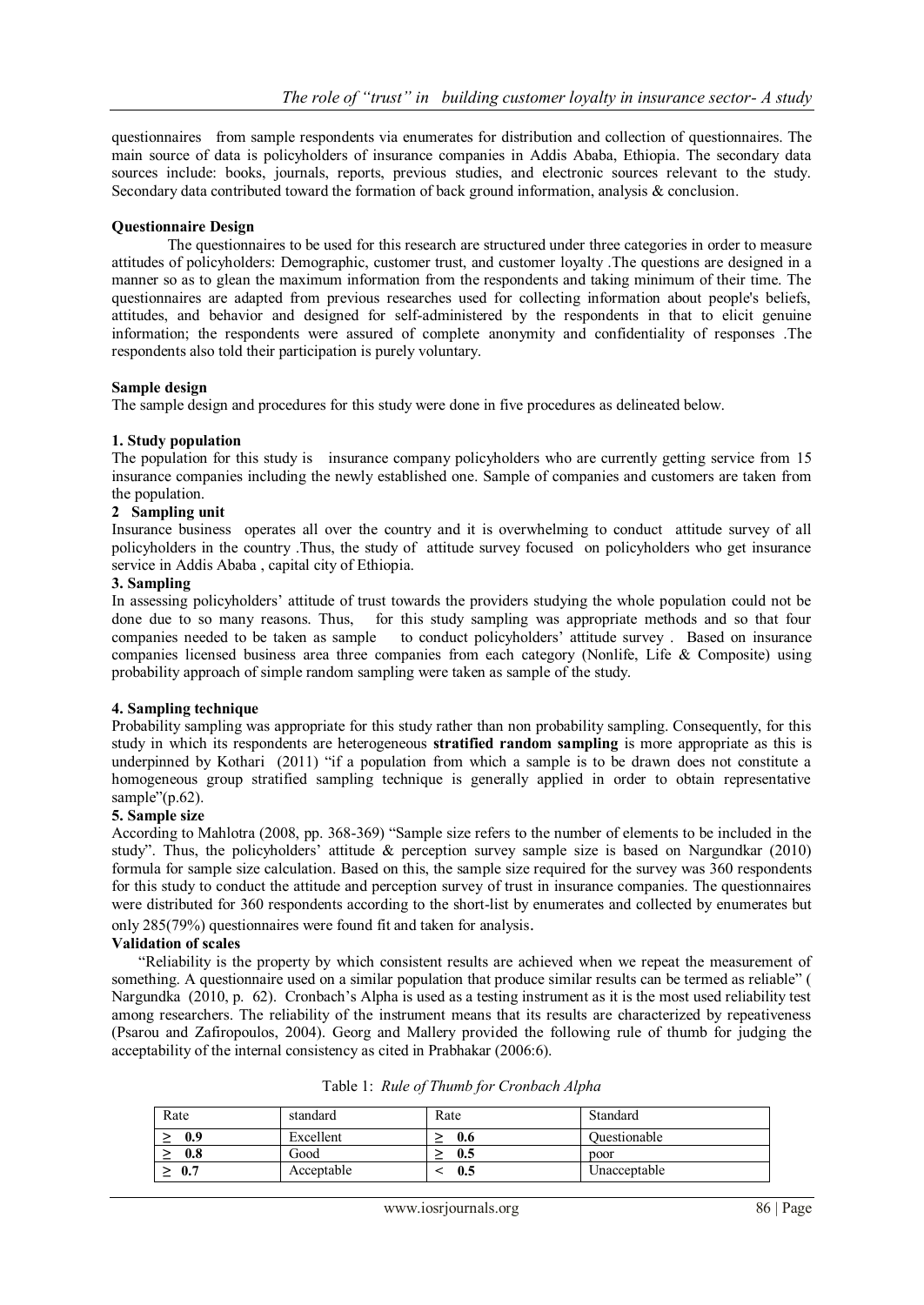questionnaires from sample respondents via enumerates for distribution and collection of questionnaires. The main source of data is policyholders of insurance companies in Addis Ababa, Ethiopia. The secondary data sources include: books, journals, reports, previous studies, and electronic sources relevant to the study. Secondary data contributed toward the formation of back ground information, analysis & conclusion.

**Questionnaire Design**

The questionnaires to be used for this research are structured under three categories in order to measure attitudes of policyholders: Demographic, customer trust, and customer loyalty .The questions are designed in a manner so as to glean the maximum information from the respondents and taking minimum of their time. The questionnaires are adapted from previous researches used for collecting information about people's beliefs, attitudes, and behavior and designed for self-administered by the respondents in that to elicit genuine information; the respondents were assured of complete anonymity and confidentiality of responses .The respondents also told their participation is purely voluntary.

**Sample design**

The sample design and procedures for this study were done in five procedures as delineated below.

**1. Study population**

The population for this study is insurance company policyholders who are currently getting service from 15 insurance companies including the newly established one. Sample of companies and customers are taken from the population.

**2 Sampling unit**

Insurance business operates all over the country and it is overwhelming to conduct attitude survey of all policyholders in the country .Thus, the study of attitude survey focused on policyholders who get insurance service in Addis Ababa , capital city of Ethiopia.

**3. Sampling**

In assessing policyholders' attitude of trust towards the providers studying the whole population could not be done due to so many reasons. Thus, for this study sampling was appropriate methods and so that four companies needed to be taken as sample to conduct policyholders' attitude survey . Based on insurance companies licensed business area three companies from each category (Nonlife, Life & Composite) using probability approach of simple random sampling were taken as sample of the study.

**4. Sampling technique**

Probability sampling was appropriate for this study rather than non probability sampling. Consequently, for this study in which its respondents are heterogeneous **stratified random sampling** is more appropriate as this is underpinned by Kothari (2011) "if a population from which a sample is to be drawn does not constitute a homogeneous group stratified sampling technique is generally applied in order to obtain representative sample"(p.62).

**5. Sample size**

According to Mahlotra (2008, pp. 368-369) "Sample size refers to the number of elements to be included in the study". Thus, the policyholders' attitude & perception survey sample size is based on Nargundkar (2010) formula for sample size calculation. Based on this, the sample size required for the survey was 360 respondents for this study to conduct the attitude and perception survey of trust in insurance companies. The questionnaires were distributed for 360 respondents according to the short-list by enumerates and collected by enumerates but only 285(79%) questionnaires were found fit and taken for analysis.

**Validation of scales**

"Reliability is the property by which consistent results are achieved when we repeat the measurement of something. A questionnaire used on a similar population that produce similar results can be termed as reliable" ( Nargundka (2010, p. 62). Cronbach's Alpha is used as a testing instrument as it is the most used reliability test among researchers. The reliability of the instrument means that its results are characterized by repeativeness (Psarou and Zafiropoulos, 2004). Georg and Mallery provided the following rule of thumb for judging the acceptability of the internal consistency as cited in Prabhakar (2006:6).

Table 1: *Rule of Thumb for Cronbach Alpha*

| Rate | standard | Rate | Standard |
|---|---|---|---|
| $\geq$ **0.9** | Excellent | $\geq$ **0.6** | Questionable |
| $\geq$ **0.8** | Good | $\geq$ **0.5** | poor |
| $\geq$ **0.7** | Acceptable | $<$ **0.5** | Unacceptable |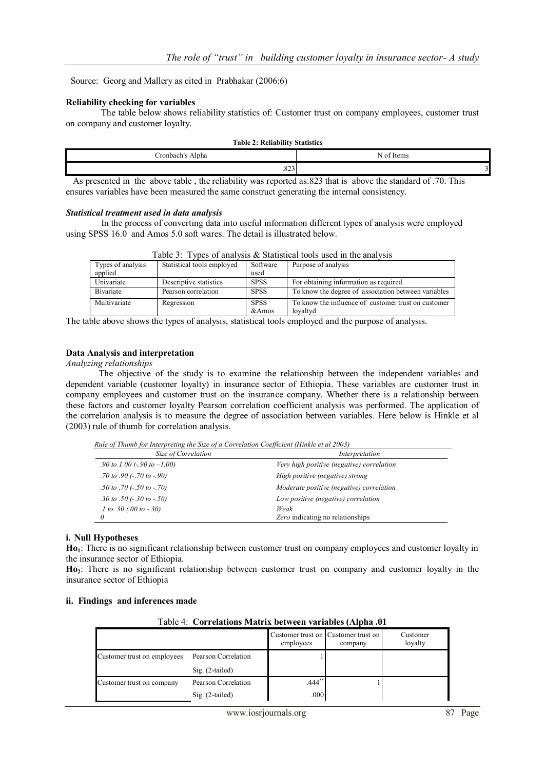Source: Georg and Mallery as cited in Prabhakar (2006:6)

**Reliability checking for variables**

The table below shows reliability statistics of: Customer trust on company employees, customer trust on company and customer loyalty.

**Table 2: Reliability Statistics**

| Cronbach's Alpha | N of Items |
|---|---|
| .823 | 3 |

As presented in the above table , the reliability was reported as.823 that is above the standard of .70. This ensures variables have been measured the same construct generating the internal consistency.

***Statistical treatment used in data analysis***

In the process of converting data into useful information different types of analysis were employed using SPSS 16.0 and Amos 5.0 soft wares. The detail is illustrated below.

Table 3: Types of analysis & Statistical tools used in the analysis

| Types of analysis applied | Statistical tools employed | Software used | Purpose of analysis |
|---|---|---|---|
| Univariate | Descriptive statistics | SPSS | For obtaining information as required. |
| Bivariate | Pearson correlation | SPSS | To know the degree of association between variables |
| Multivariate | Regression | SPSS &Amos | To know the influence of customer trust on customer loyaltyd |

The table above shows the types of analysis, statistical tools employed and the purpose of analysis.

**Data Analysis and interpretation**

*Analyzing relationships*

The objective of the study is to examine the relationship between the independent variables and dependent variable (customer loyalty) in insurance sector of Ethiopia. These variables are customer trust in company employees and customer trust on the insurance company. Whether there is a relationship between these factors and customer loyalty Pearson correlation coefficient analysis was performed. The application of the correlation analysis is to measure the degree of association between variables. Here below is Hinkle et al (2003) rule of thumb for correlation analysis.

*Rule of Thumb for Interpreting the Size of a Correlation Coefficient (Hinkle et al 2003)*

| *Size of Correlation* | *Interpretation* |
|---|---|
| *.90 to 1.00 (-.90 to –1.00)* | *Very high positive (negative) correlation* |
| *.70 to .90 (-.70 to -.90)* | *High positive (negative) strong* |
| *.50 to .70 (-.50 to -.70)* | *Moderate positive (negative) correlation* |
| *.30 to .50 (-.30 to -.50)* | *Low positive (negative) correlation* |
| *.1 to .30 (.00 to -.30)* | *Weak* |
| *0* | *Zero* indicating no relationships |

**i. Null Hypotheses**

**Ho$_1$**: There is no significant relationship between customer trust on company employees and customer loyalty in the insurance sector of Ethiopia.

**Ho$_2$**: There is no significant relationship between customer trust on company and customer loyalty in the insurance sector of Ethiopia

**ii. Findings and inferences made**

Table 4: **Correlations Matrix between variables (Alpha .01**

| | | Customer trust on employees | Customer trust on company | Customer loyalty |
|---|---|---|---|---|
| Customer trust on employees | Pearson Correlation | 1 | | |
| | Sig. (2-tailed) | | | |
| Customer trust on company | Pearson Correlation | .444** | 1 | |
| | Sig. (2-tailed) | .000 | | |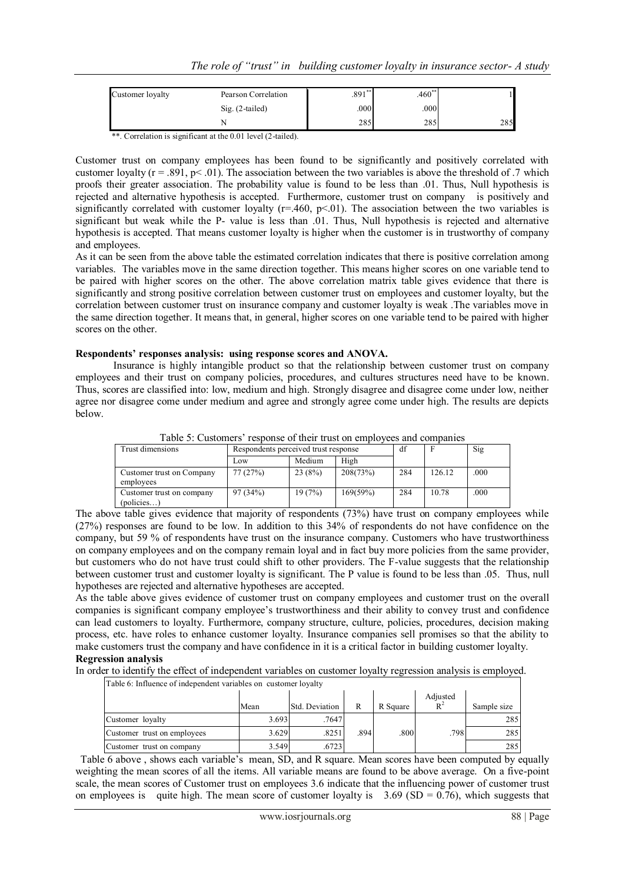| Customer loyalty | Pearson Correlation | .891** | .460** | 1 |
|---|---|---|---|---|
| | Sig. (2-tailed) | .000 | .000 | |
| | N | 285 | 285 | 285 |

**. Correlation is significant at the 0.01 level (2-tailed).

Customer trust on company employees has been found to be significantly and positively correlated with customer loyalty ($r = .891$, $p < .01$). The association between the two variables is above the threshold of .7 which proofs their greater association. The probability value is found to be less than .01. Thus, Null hypothesis is rejected and alternative hypothesis is accepted. Furthermore, customer trust on company is positively and significantly correlated with customer loyalty ($r=.460$, $p<.01$). The association between the two variables is significant but weak while the P- value is less than .01. Thus, Null hypothesis is rejected and alternative hypothesis is accepted. That means customer loyalty is higher when the customer is in trustworthy of company and employees.

As it can be seen from the above table the estimated correlation indicates that there is positive correlation among variables. The variables move in the same direction together. This means higher scores on one variable tend to be paired with higher scores on the other. The above correlation matrix table gives evidence that there is significantly and strong positive correlation between customer trust on employees and customer loyalty, but the correlation between customer trust on insurance company and customer loyalty is weak .The variables move in the same direction together. It means that, in general, higher scores on one variable tend to be paired with higher scores on the other.

**Respondents' responses analysis: using response scores and ANOVA.**

Insurance is highly intangible product so that the relationship between customer trust on company employees and their trust on company policies, procedures, and cultures structures need have to be known. Thus, scores are classified into: low, medium and high. Strongly disagree and disagree come under low, neither agree nor disagree come under medium and agree and strongly agree come under high. The results are depicts below.

Table 5: Customers' response of their trust on employees and companies

| Trust dimensions | Respondents perceived trust response | | | df | F | Sig |
|---|---|---|---|---|---|---|
| | Low | Medium | High | | | |
| Customer trust on Company employees | 77 (27%) | 23 (8%) | 208(73%) | 284 | 126.12 | .000 |
| Customer trust on company (policies…) | 97 (34%) | 19 (7%) | 169(59%) | 284 | 10.78 | .000 |

The above table gives evidence that majority of respondents (73%) have trust on company employees while (27%) responses are found to be low. In addition to this 34% of respondents do not have confidence on the company, but 59 % of respondents have trust on the insurance company. Customers who have trustworthiness on company employees and on the company remain loyal and in fact buy more policies from the same provider, but customers who do not have trust could shift to other providers. The F-value suggests that the relationship between customer trust and customer loyalty is significant. The P value is found to be less than .05. Thus, null hypotheses are rejected and alternative hypotheses are accepted.

As the table above gives evidence of customer trust on company employees and customer trust on the overall companies is significant company employee's trustworthiness and their ability to convey trust and confidence can lead customers to loyalty. Furthermore, company structure, culture, policies, procedures, decision making process, etc. have roles to enhance customer loyalty. Insurance companies sell promises so that the ability to make customers trust the company and have confidence in it is a critical factor in building customer loyalty.

**Regression analysis**

In order to identify the effect of independent variables on customer loyalty regression analysis is employed.

Table 6: Influence of independent variables on customer loyalty

| | Mean | Std. Deviation | R | R Square | Adjusted $R^2$ | Sample size |
|---|---|---|---|---|---|---|
| Customer loyalty | 3.693 | .7647 | | | | 285 |
| Customer trust on employees | 3.629 | .8251 | .894 | .800 | .798 | 285 |
| Customer trust on company | 3.549 | .6723 | | | | 285 |

Table 6 above , shows each variable's mean, SD, and R square. Mean scores have been computed by equally weighting the mean scores of all the items. All variable means are found to be above average. On a five-point scale, the mean scores of Customer trust on employees 3.6 indicate that the influencing power of customer trust on employees is quite high. The mean score of customer loyalty is 3.69 (SD = 0.76), which suggests that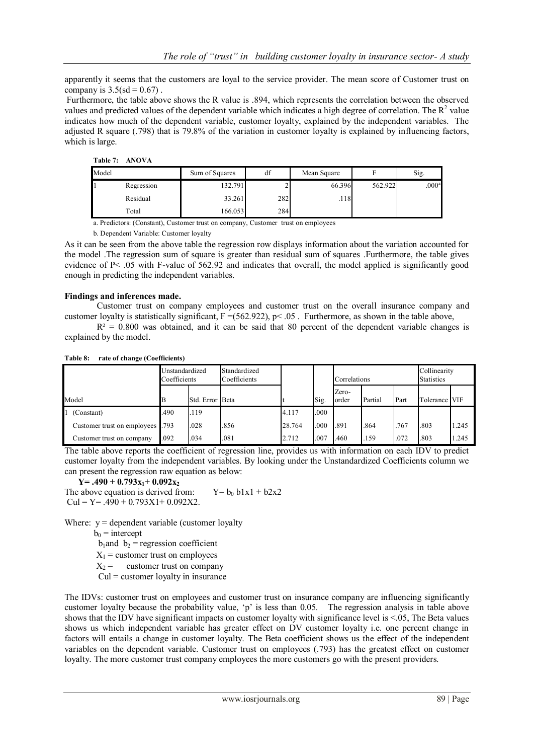apparently it seems that the customers are loyal to the service provider. The mean score of Customer trust on company is 3.5(sd = 0.67) .

Furthermore, the table above shows the R value is .894, which represents the correlation between the observed values and predicted values of the dependent variable which indicates a high degree of correlation. The $R^2$ value indicates how much of the dependent variable, customer loyalty, explained by the independent variables. The adjusted R square (.798) that is 79.8% of the variation in customer loyalty is explained by influencing factors, which is large.

**Table 7: ANOVA**

| Model | | Sum of Squares | df | Mean Square | F | Sig. |
|---|---|---|---|---|---|---|
| 1 | Regression | 132.791 | 2 | 66.396 | 562.922 | .000[a] |
| | Residual | 33.261 | 282 | .118 | | |
| | Total | 166.053 | 284 | | | |

a. Predictors: (Constant), Customer trust on company, Customer trust on employees

b. Dependent Variable: Customer loyalty

As it can be seen from the above table the regression row displays information about the variation accounted for the model .The regression sum of square is greater than residual sum of squares .Furthermore, the table gives evidence of $P < .05$ with F-value of 562.92 and indicates that overall, the model applied is significantly good enough in predicting the independent variables.

**Findings and inferences made.**

Customer trust on company employees and customer trust on the overall insurance company and customer loyalty is statistically significant, $F = (562.922)$, $p < .05$ . Furthermore, as shown in the table above,

$R^2 = 0.800$ was obtained, and it can be said that 80 percent of the dependent variable changes is explained by the model.

**Table 8: rate of change (Coefficients)**

| Model | Unstandardized Coefficients | | Standardized Coefficients | t | Sig. | Correlations | | | Collinearity Statistics | |
|---|---|---|---|---|---|---|---|---|---|---|
| | B | Std. Error | Beta | | | Zero-order | Partial | Part | Tolerance | VIF |
| 1 (Constant) | .490 | .119 | | 4.117 | .000 | | | | | |
| Customer trust on employees | .793 | .028 | .856 | 28.764 | .000 | .891 | .864 | .767 | .803 | 1.245 |
| Customer trust on company | .092 | .034 | .081 | 2.712 | .007 | .460 | .159 | .072 | .803 | 1.245 |

The table above reports the coefficient of regression line, provides us with information on each IDV to predict customer loyalty from the independent variables. By looking under the Unstandardized Coefficients column we can present the regression raw equation as below:

$$\mathbf{Y = .490 + 0.793x_1 + 0.092x_2}$$

The above equation is derived from: $Y = b_0\ b1x1 + b2x2$

Cul = Y= .490 + 0.793X1+ 0.092X2.

Where: y = dependent variable (customer loyalty

$b_0$ = intercept

$b_1$and $b_2$ = regression coefficient

$X_1$ = customer trust on employees

$X_2$ = customer trust on company

Cul = customer loyalty in insurance

The IDVs: customer trust on employees and customer trust on insurance company are influencing significantly customer loyalty because the probability value, 'p' is less than 0.05. The regression analysis in table above shows that the IDV have significant impacts on customer loyalty with significance level is <.05, The Beta values shows us which independent variable has greater effect on DV customer loyalty i.e. one percent change in factors will entails a change in customer loyalty. The Beta coefficient shows us the effect of the independent variables on the dependent variable. Customer trust on employees (.793) has the greatest effect on customer loyalty. The more customer trust company employees the more customers go with the present providers.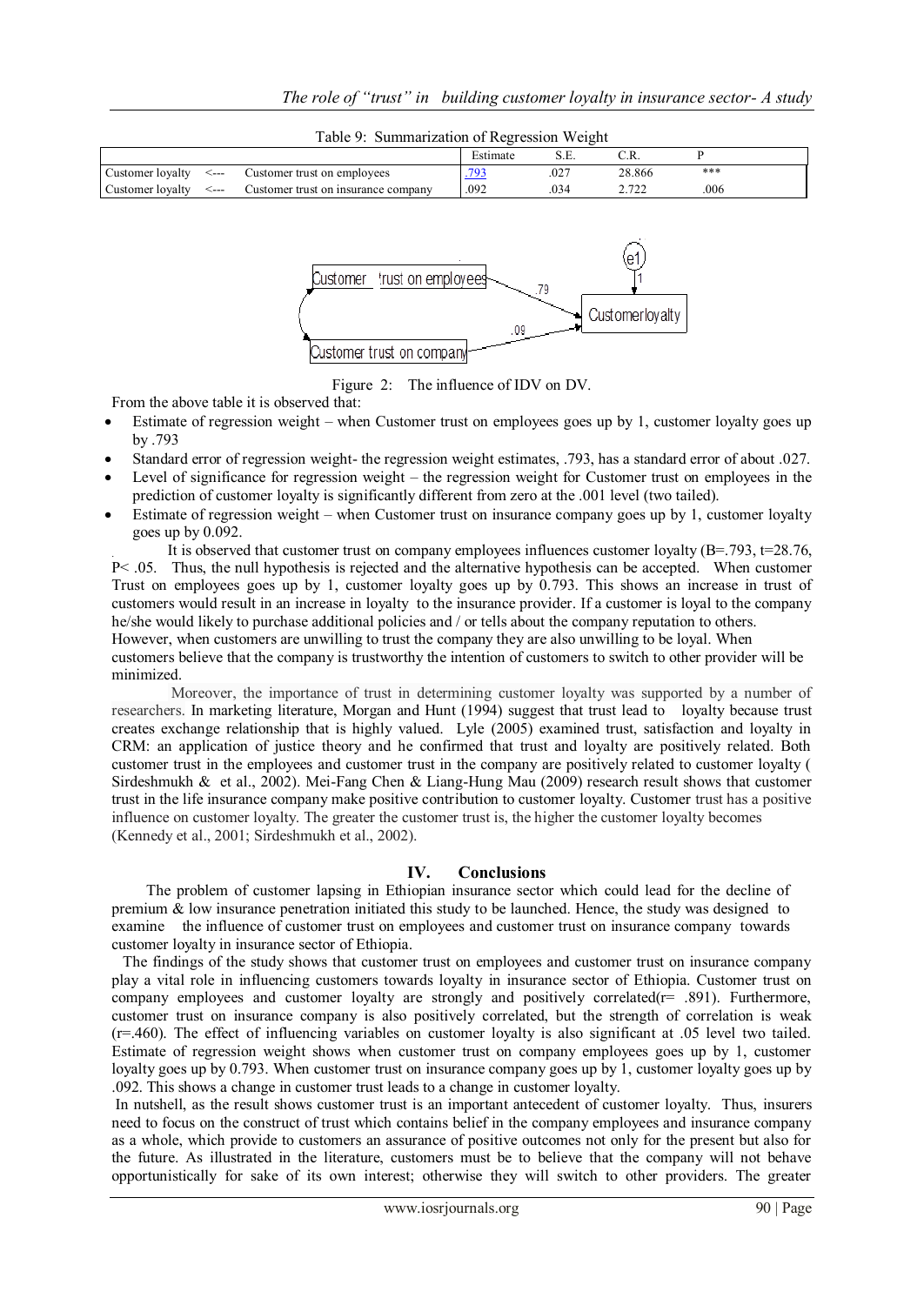Table 9: Summarization of Regression Weight

| | | | Estimate | S.E. | C.R. | P |
|---|---|---|---|---|---|---|
| Customer loyalty | <--- | Customer trust on employees | .793 | .027 | 28.866 | *** |
| Customer loyalty | <--- | Customer trust on insurance company | .092 | .034 | 2.722 | .006 |

Figure 2: The influence of IDV on DV.

From the above table it is observed that:

- Estimate of regression weight – when Customer trust on employees goes up by 1, customer loyalty goes up by .793
- Standard error of regression weight- the regression weight estimates, .793, has a standard error of about .027.
- Level of significance for regression weight – the regression weight for Customer trust on employees in the prediction of customer loyalty is significantly different from zero at the .001 level (two tailed).
- Estimate of regression weight – when Customer trust on insurance company goes up by 1, customer loyalty goes up by 0.092.

It is observed that customer trust on company employees influences customer loyalty (B=.793, t=28.76, P< .05. Thus, the null hypothesis is rejected and the alternative hypothesis can be accepted. When customer Trust on employees goes up by 1, customer loyalty goes up by 0.793. This shows an increase in trust of customers would result in an increase in loyalty to the insurance provider. If a customer is loyal to the company he/she would likely to purchase additional policies and / or tells about the company reputation to others. However, when customers are unwilling to trust the company they are also unwilling to be loyal. When customers believe that the company is trustworthy the intention of customers to switch to other provider will be minimized.

Moreover, the importance of trust in determining customer loyalty was supported by a number of researchers. In marketing literature, Morgan and Hunt (1994) suggest that trust lead to loyalty because trust creates exchange relationship that is highly valued. Lyle (2005) examined trust, satisfaction and loyalty in CRM: an application of justice theory and he confirmed that trust and loyalty are positively related. Both customer trust in the employees and customer trust in the company are positively related to customer loyalty ( Sirdeshmukh & et al., 2002). Mei-Fang Chen & Liang-Hung Mau (2009) research result shows that customer trust in the life insurance company make positive contribution to customer loyalty. Customer trust has a positive influence on customer loyalty. The greater the customer trust is, the higher the customer loyalty becomes (Kennedy et al., 2001; Sirdeshmukh et al., 2002).

## IV. Conclusions

The problem of customer lapsing in Ethiopian insurance sector which could lead for the decline of premium & low insurance penetration initiated this study to be launched. Hence, the study was designed to examine the influence of customer trust on employees and customer trust on insurance company towards customer loyalty in insurance sector of Ethiopia.

The findings of the study shows that customer trust on employees and customer trust on insurance company play a vital role in influencing customers towards loyalty in insurance sector of Ethiopia. Customer trust on company employees and customer loyalty are strongly and positively correlated(r= .891). Furthermore, customer trust on insurance company is also positively correlated, but the strength of correlation is weak (r=.460). The effect of influencing variables on customer loyalty is also significant at .05 level two tailed. Estimate of regression weight shows when customer trust on company employees goes up by 1, customer loyalty goes up by 0.793. When customer trust on insurance company goes up by 1, customer loyalty goes up by .092. This shows a change in customer trust leads to a change in customer loyalty.

In nutshell, as the result shows customer trust is an important antecedent of customer loyalty. Thus, insurers need to focus on the construct of trust which contains belief in the company employees and insurance company as a whole, which provide to customers an assurance of positive outcomes not only for the present but also for the future. As illustrated in the literature, customers must be to believe that the company will not behave opportunistically for sake of its own interest; otherwise they will switch to other providers. The greater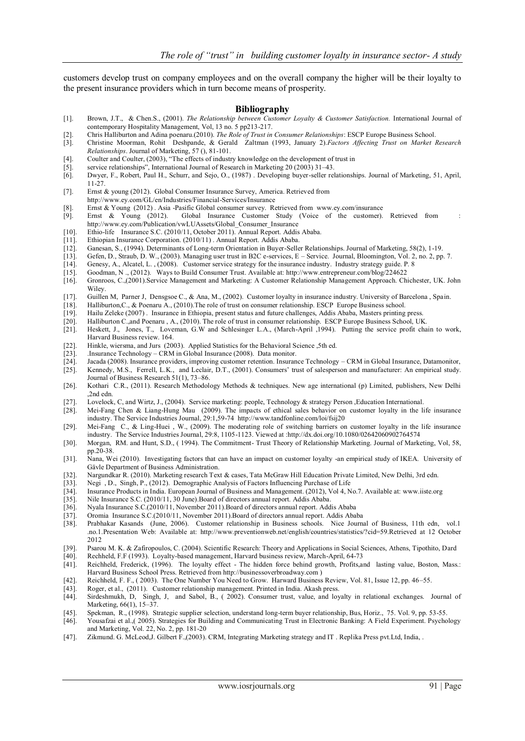customers develop trust on company employees and on the overall company the higher will be their loyalty to the present insurance providers which in turn become means of prosperity.

## Bibliography

[1]. Brown, J.T., & Chen.S., (2001). *The Relationship between Customer Loyalty & Customer Satisfaction.* International Journal of contemporary Hospitality Management, Vol, 13 no. 5 pp213-217.
[2]. Chris Halliburton and Adina poenaru.(2010). *The Role of Trust in Consumer Relationships*: ESCP Europe Business School.
[3]. Christine Moorman, Rohit Deshpande, & Gerald Zaltman (1993, January 2).*Factors Affecting Trust on Market Research Relationships*. Journal of Marketing, 57 (), 81-101.
[4]. Coulter and Coulter, (2003), "The effects of industry knowledge on the development of trust in
[5]. service relationships", International Journal of Research in Marketing 20 (2003) 31–43.
[6]. Dwyer, F., Robert, Paul H., Schurr, and Sejo, O., (1987) . Developing buyer-seller relationships. Journal of Marketing, 51, April, 11-27.
[7]. Ernst & young (2012). Global Consumer Insurance Survey, America. Retrieved from http://www.ey.com/GL/en/Industries/Financial-Services/Insurance
[8]. Ernst & Young (2012) . Asia -Pasific Global consumer survey. Retrieved from www.ey.com/insurance
[9]. Ernst & Young (2012). Global Insurance Customer Study (Voice of the customer). Retrieved from : http://www.ey.com/Publication/vwLUAssets/Global_Consumer_Insurance
[10]. Ethio-life Insurance S.C. (2010/11, October 2011). Annual Report. Addis Ababa.
[11]. Ethiopian Insurance Corporation. (2010/11) . Annual Report. Addis Ababa.
[12]. Ganesan, S., (1994). Determinants of Long-term Orientation in Buyer-Seller Relationships. Journal of Marketing, 58(2), 1-19.
[13]. Gefen, D., Straub, D. W., (2003). Managing user trust in B2C e-services, E – Service. Journal, Bloomington, Vol. 2, no. 2, pp. 7.
[14]. Genesy, A., Alcatel, L. , (2008). Customer service strategy for the insurance industry. Industry strategy guide. P. 8
[15]. Goodman, N ., (2012). Ways to Build Consumer Trust. Available at: http://www.entrepreneur.com/blog/224622
[16]. Gronroos, C.,(2001).Service Management and Marketing: A Customer Relationship Management Approach. Chichester, UK. John Wiley.
[17]. Guillen M, Parner J, Densgsoe C., & Ana, M., (2002). Customer loyalty in insurance industry. University of Barcelona , Spain.
[18]. Halliburton,C., & Poenaru A., (2010).The role of trust on consumer relationship. ESCP Europe Business school.
[19]. Hailu Zeleke (2007) . Insurance in Ethiopia, present status and future challenges, Addis Ababa, Masters printing press.
[20]. Halliburton C.,and Poenaru , A., (2010). The role of trust in consumer relationship. ESCP Europe Business School, UK.
[21]. Heskett, J., Jones, T., Loveman, G.W and Schlesinger L.A., (March-April ,1994). Putting the service profit chain to work, Harvard Business review. 164.
[22]. Hinkle, wiersma, and Jurs (2003). Applied Statistics for the Behavioral Science ,5th ed.
[23]. .Insurance Technology – CRM in Global Insurance (2008). Data monitor.
[24]. Jacada (2008). Insurance providers, improving customer retention. Insurance Technology – CRM in Global Insurance, Datamonitor,
[25]. Kennedy, M.S., Ferrell, L.K., and Leclair, D.T., (2001). Consumers' trust of salesperson and manufacturer: An empirical study. Journal of Business Research 51(1), 73–86.
[26]. Kothari C.R., (2011). Research Methodology Methods & techniques. New age international (p) Limited, publishers, New Delhi ,2nd edn.
[27]. Lovelock, C, and Wirtz, J., (2004). Service marketing: people, Technology & strategy Person ,Education International.
[28]. Mei-Fang Chen & Liang-Hung Mau (2009). The impacts of ethical sales behavior on customer loyalty in the life insurance industry. The Service Industries Journal, 29:1,59-74 http://www.tandfonline.com/loi/fsij20
[29]. Mei-Fang C., & Ling-Huei , W., (2009). The moderating role of switching barriers on customer loyalty in the life insurance industry. The Service Industries Journal, 29:8, 1105-1123. Viewed at :http://dx.doi.org/10.1080/02642060902764574
[30]. Morgan, RM. and Hunt, S.D., ( 1994). The Commitment- Trust Theory of Relationship Marketing. Journal of Marketing, Vol, 58, pp.20-38.
[31]. Nana, Wei (2010). Investigating factors that can have an impact on customer loyalty -an empirical study of IKEA. University of Gävle Department of Business Administration.
[32]. Nargundkar R. (2010). Marketing research Text & cases, Tata McGraw Hill Education Private Limited, New Delhi, 3rd edn.
[33]. Negi , D., Singh, P., (2012). Demographic Analysis of Factors Influencing Purchase of Life
[34]. Insurance Products in India. European Journal of Business and Management. (2012), Vol 4, No.7. Available at: www.iiste.org
[35]. Nile Insurance S.C. (2010/11, 30 June).Board of directors annual report. Addis Ababa.
[36]. Nyala Insurance S.C.(2010/11, November 2011).Board of directors annual report. Addis Ababa
[37]. Oromia Insurance S.C.(2010/11, November 2011).Board of directors annual report. Addis Ababa
[38]. Prabhakar Kasands (June, 2006). Customer relationship in Business schools. Nice Journal of Business, 11th edn, vol.1 .no.1.Presentation Web: Available at: http://www.preventionweb.net/english/countries/statistics/?cid=59.Retrieved at 12 October 2012
[39]. Psarou M. K. & Zafiropoulos, C. (2004). Scientific Research: Theory and Applications in Social Sciences, Athens, Tipothito, Dard
[40]. Rechheld, F.F (1993). Loyalty-based management, Harvard business review, March-April, 64-73
[41]. Reichheld, Frederick, (1996). The loyalty effect - The hidden force behind growth, Profits,and lasting value, Boston, Mass.: Harvard Business School Press. Retrieved from http://businessoverbroadway.com )
[42]. Reichheld, F. F., ( 2003). The One Number You Need to Grow. Harward Business Review, Vol. 81, Issue 12, pp. 46–55.
[43]. Roger, et al., (2011). Customer relationship management. Printed in India. Akash press.
[44]. Sirdeshmukh, D, Singh, J, and Sabol, B., ( 2002). Consumer trust, value, and loyalty in relational exchanges. Journal of Marketing, 66(1), 15–37.
[45]. Spekman, R., (1998). Strategic supplier selection, understand long-term buyer relationship, Bus, Horiz., 75. Vol. 9, pp. 53-55.
[46]. Yousafzai et al.,( 2005). Strategies for Building and Communicating Trust in Electronic Banking: A Field Experiment. Psychology and Marketing, Vol. 22, No. 2, pp. 181-20
[47]. Zikmund. G. McLeod,J. Gilbert F.,(2003). CRM, Integrating Marketing strategy and IT . Replika Press pvt.Ltd, India, .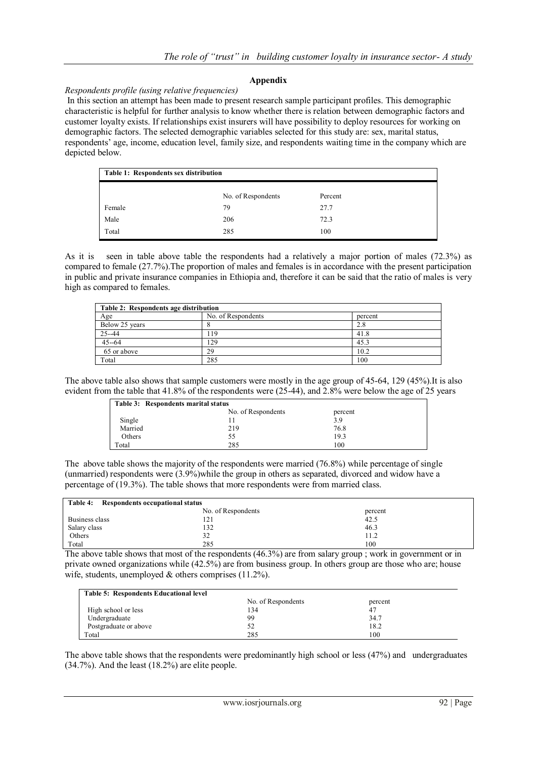## Appendix

*Respondents profile (using relative frequencies)*

In this section an attempt has been made to present research sample participant profiles. This demographic characteristic is helpful for further analysis to know whether there is relation between demographic factors and customer loyalty exists. If relationships exist insurers will have possibility to deploy resources for working on demographic factors. The selected demographic variables selected for this study are: sex, marital status, respondents' age, income, education level, family size, and respondents waiting time in the company which are depicted below.

**Table 1: Respondents sex distribution**

| | No. of Respondents | Percent |
|---|---|---|
| Female | 79 | 27.7 |
| Male | 206 | 72.3 |
| Total | 285 | 100 |

As it is seen in table above table the respondents had a relatively a major portion of males (72.3%) as compared to female (27.7%).The proportion of males and females is in accordance with the present participation in public and private insurance companies in Ethiopia and, therefore it can be said that the ratio of males is very high as compared to females.

**Table 2: Respondents age distribution**

| Age | No. of Respondents | percent |
|---|---|---|
| Below 25 years | 8 | 2.8 |
| 25--44 | 119 | 41.8 |
| 45--64 | 129 | 45.3 |
| 65 or above | 29 | 10.2 |
| Total | 285 | 100 |

The above table also shows that sample customers were mostly in the age group of 45-64, 129 (45%).It is also evident from the table that 41.8% of the respondents were (25-44), and 2.8% were below the age of 25 years

**Table 3: Respondents marital status**

| | No. of Respondents | percent |
|---|---|---|
| Single | 11 | 3.9 |
| Married | 219 | 76.8 |
| Others | 55 | 19.3 |
| Total | 285 | 100 |

The above table shows the majority of the respondents were married (76.8%) while percentage of single (unmarried) respondents were (3.9%)while the group in others as separated, divorced and widow have a percentage of (19.3%). The table shows that more respondents were from married class.

**Table 4: Respondents occupational status**

| | No. of Respondents | percent |
|---|---|---|
| Business class | 121 | 42.5 |
| Salary class | 132 | 46.3 |
| Others | 32 | 11.2 |
| Total | 285 | 100 |

The above table shows that most of the respondents (46.3%) are from salary group ; work in government or in private owned organizations while (42.5%) are from business group. In others group are those who are; house wife, students, unemployed & others comprises (11.2%).

**Table 5: Respondents Educational level**

| | No. of Respondents | percent |
|---|---|---|
| High school or less | 134 | 47 |
| Undergraduate | 99 | 34.7 |
| Postgraduate or above | 52 | 18.2 |
| Total | 285 | 100 |

The above table shows that the respondents were predominantly high school or less (47%) and undergraduates (34.7%). And the least (18.2%) are elite people.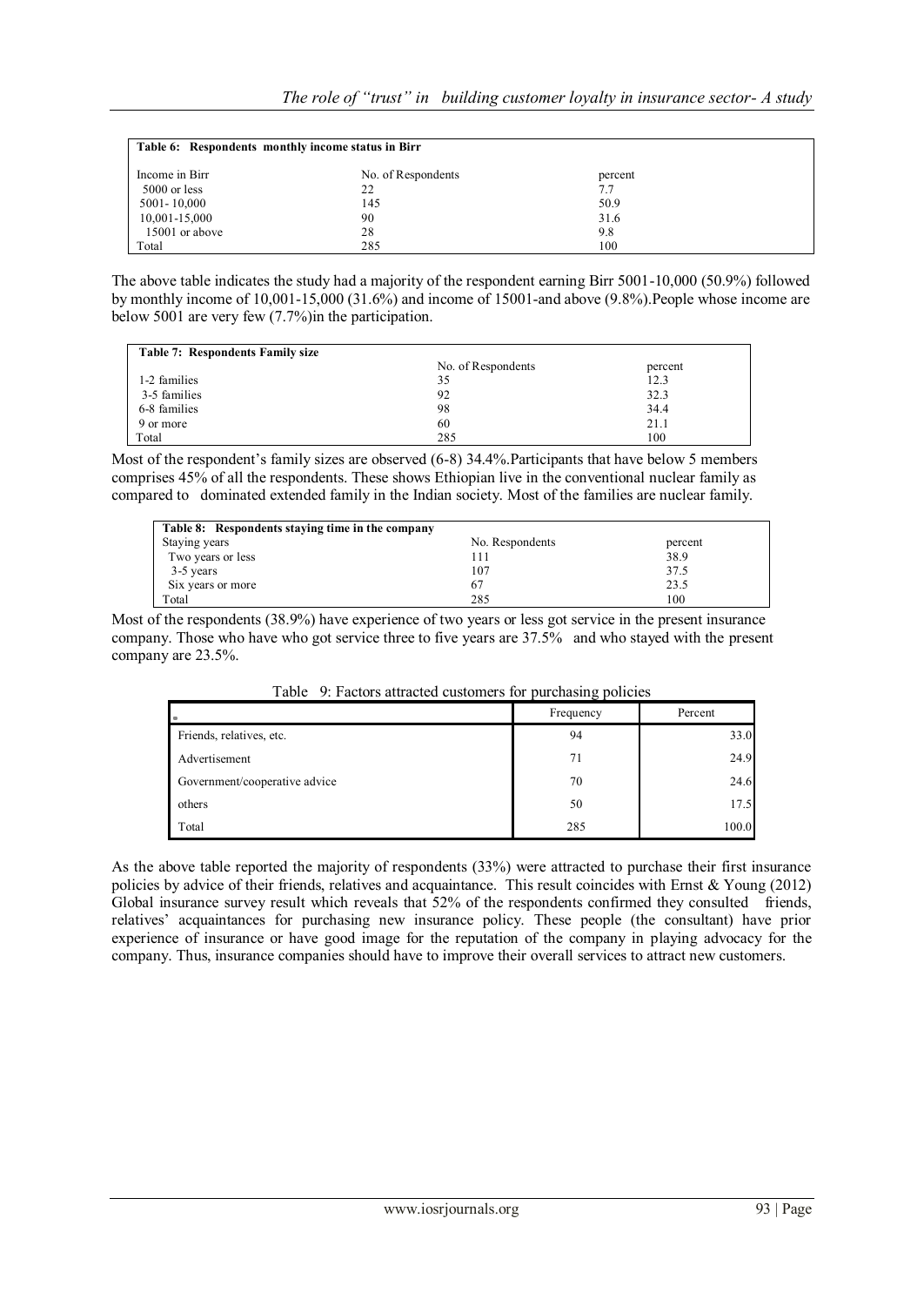| Table 6: Respondents monthly income status in Birr | | |
| --- | --- | --- |
| Income in Birr | No. of Respondents | percent |
| 5000 or less | 22 | 7.7 |
| 5001- 10,000 | 145 | 50.9 |
| 10,001-15,000 | 90 | 31.6 |
| 15001 or above | 28 | 9.8 |
| Total | 285 | 100 |

The above table indicates the study had a majority of the respondent earning Birr 5001-10,000 (50.9%) followed by monthly income of 10,001-15,000 (31.6%) and income of 15001-and above (9.8%).People whose income are below 5001 are very few (7.7%)in the participation.

| Table 7: Respondents Family size | | |
| --- | --- | --- |
| | No. of Respondents | percent |
| 1-2 families | 35 | 12.3 |
| 3-5 families | 92 | 32.3 |
| 6-8 families | 98 | 34.4 |
| 9 or more | 60 | 21.1 |
| Total | 285 | 100 |

Most of the respondent's family sizes are observed (6-8) 34.4%.Participants that have below 5 members comprises 45% of all the respondents. These shows Ethiopian live in the conventional nuclear family as compared to dominated extended family in the Indian society. Most of the families are nuclear family.

| Table 8: Respondents staying time in the company | | |
| --- | --- | --- |
| Staying years | No. Respondents | percent |
| Two years or less | 111 | 38.9 |
| 3-5 years | 107 | 37.5 |
| Six years or more | 67 | 23.5 |
| Total | 285 | 100 |

Most of the respondents (38.9%) have experience of two years or less got service in the present insurance company. Those who have who got service three to five years are 37.5% and who stayed with the present company are 23.5%.

Table 9: Factors attracted customers for purchasing policies

| | Frequency | Percent |
| --- | --- | --- |
| Friends, relatives, etc. | 94 | 33.0 |
| Advertisement | 71 | 24.9 |
| Government/cooperative advice | 70 | 24.6 |
| others | 50 | 17.5 |
| Total | 285 | 100.0 |

As the above table reported the majority of respondents (33%) were attracted to purchase their first insurance policies by advice of their friends, relatives and acquaintance. This result coincides with Ernst & Young (2012) Global insurance survey result which reveals that 52% of the respondents confirmed they consulted friends, relatives' acquaintances for purchasing new insurance policy. These people (the consultant) have prior experience of insurance or have good image for the reputation of the company in playing advocacy for the company. Thus, insurance companies should have to improve their overall services to attract new customers.